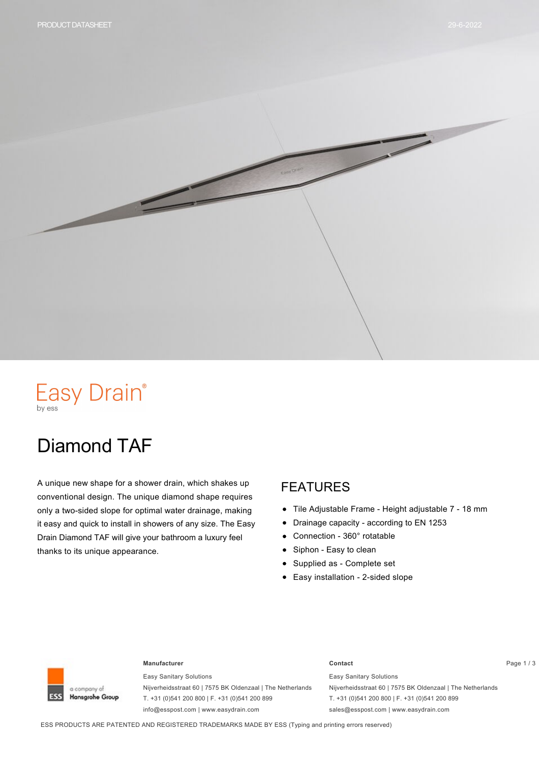PRODUCT DATASHEET

29-6-2022

Easy Drain®
by ess

# Diamond TAF

A unique new shape for a shower drain, which shakes up conventional design. The unique diamond shape requires only a two-sided slope for optimal water drainage, making it easy and quick to install in showers of any size. The Easy Drain Diamond TAF will give your bathroom a luxury feel thanks to its unique appearance.

## FEATURES

- Tile Adjustable Frame - Height adjustable 7 - 18 mm
- Drainage capacity - according to EN 1253
- Connection - 360° rotatable
- Siphon - Easy to clean
- Supplied as - Complete set
- Easy installation - 2-sided slope

ESS a company of Hansgrohe Group

**Manufacturer**

Easy Sanitary Solutions
Nijverheidsstraat 60 | 7575 BK Oldenzaal | The Netherlands
T. +31 (0)541 200 800 | F. +31 (0)541 200 899
info@esspost.com | www.easydrain.com

**Contact**

Easy Sanitary Solutions
Nijverheidsstraat 60 | 7575 BK Oldenzaal | The Netherlands
T. +31 (0)541 200 800 | F. +31 (0)541 200 899
sales@esspost.com | www.easydrain.com

ESS PRODUCTS ARE PATENTED AND REGISTERED TRADEMARKS MADE BY ESS (Typing and printing errors reserved)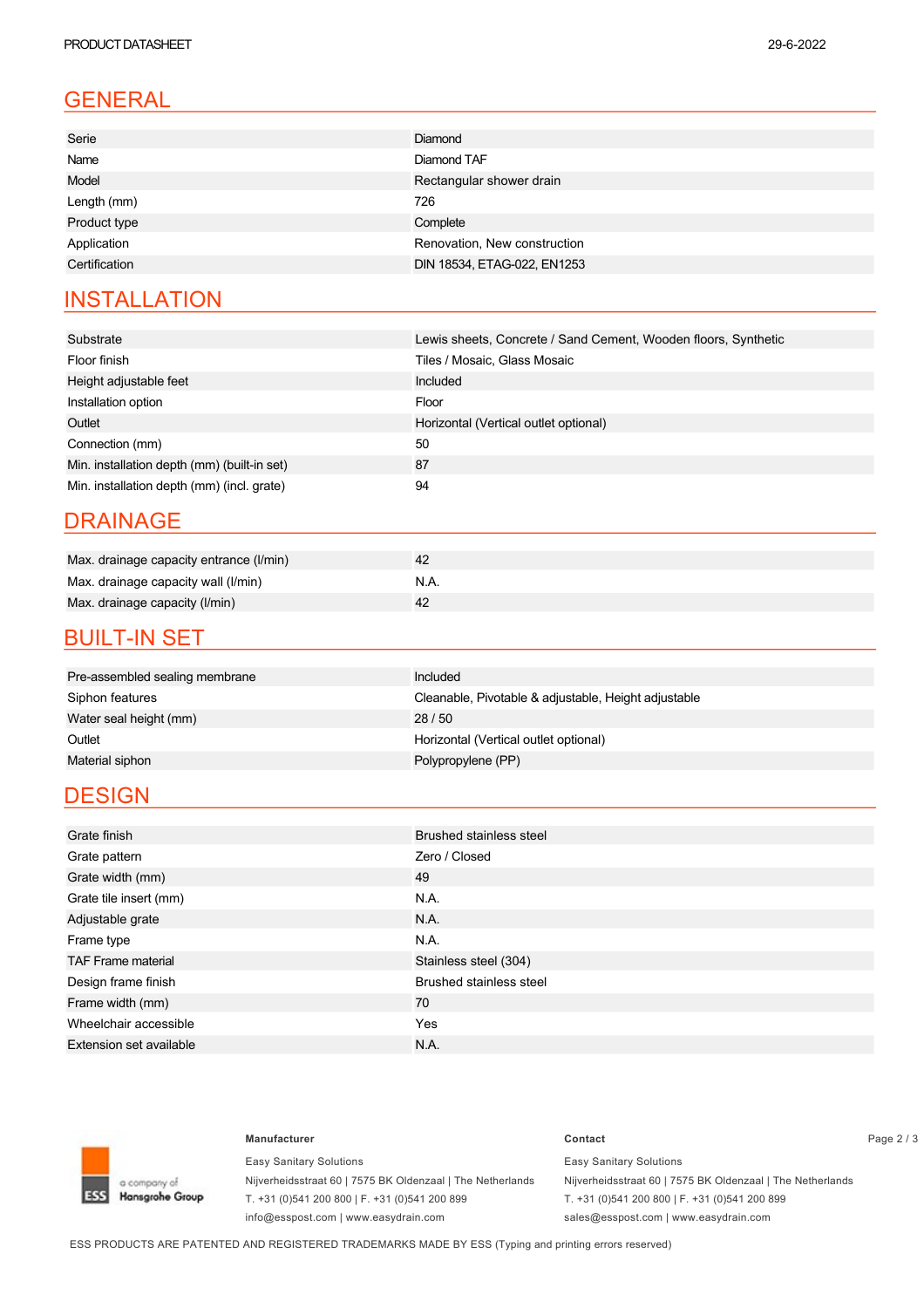PRODUCT DATASHEET 29-6-2022

## GENERAL

| | |
|---|---|
| Serie | Diamond |
| Name | Diamond TAF |
| Model | Rectangular shower drain |
| Length (mm) | 726 |
| Product type | Complete |
| Application | Renovation, New construction |
| Certification | DIN 18534, ETAG-022, EN1253 |

## INSTALLATION

| | |
|---|---|
| Substrate | Lewis sheets, Concrete / Sand Cement, Wooden floors, Synthetic |
| Floor finish | Tiles / Mosaic, Glass Mosaic |
| Height adjustable feet | Included |
| Installation option | Floor |
| Outlet | Horizontal (Vertical outlet optional) |
| Connection (mm) | 50 |
| Min. installation depth (mm) (built-in set) | 87 |
| Min. installation depth (mm) (incl. grate) | 94 |

## DRAINAGE

| | |
|---|---|
| Max. drainage capacity entrance (l/min) | 42 |
| Max. drainage capacity wall (l/min) | N.A. |
| Max. drainage capacity (l/min) | 42 |

## BUILT-IN SET

| | |
|---|---|
| Pre-assembled sealing membrane | Included |
| Siphon features | Cleanable, Pivotable & adjustable, Height adjustable |
| Water seal height (mm) | 28 / 50 |
| Outlet | Horizontal (Vertical outlet optional) |
| Material siphon | Polypropylene (PP) |

## DESIGN

| | |
|---|---|
| Grate finish | Brushed stainless steel |
| Grate pattern | Zero / Closed |
| Grate width (mm) | 49 |
| Grate tile insert (mm) | N.A. |
| Adjustable grate | N.A. |
| Frame type | N.A. |
| TAF Frame material | Stainless steel (304) |
| Design frame finish | Brushed stainless steel |
| Frame width (mm) | 70 |
| Wheelchair accessible | Yes |
| Extension set available | N.A. |

ESS a company of Hansgrohe Group

**Manufacturer**

Easy Sanitary Solutions
Nijverheidsstraat 60 | 7575 BK Oldenzaal | The Netherlands
T. +31 (0)541 200 800 | F. +31 (0)541 200 899
info@esspost.com | www.easydrain.com

**Contact**

Easy Sanitary Solutions
Nijverheidsstraat 60 | 7575 BK Oldenzaal | The Netherlands
T. +31 (0)541 200 800 | F. +31 (0)541 200 899
sales@esspost.com | www.easydrain.com

ESS PRODUCTS ARE PATENTED AND REGISTERED TRADEMARKS MADE BY ESS (Typing and printing errors reserved)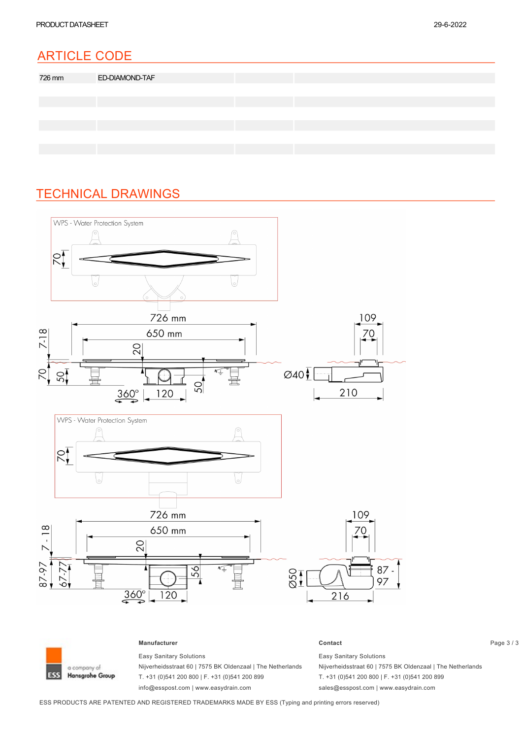## ARTICLE CODE

| | | | |
|---|---|---|---|
| 726 mm | ED-DIAMOND-TAF | | |
| | | | |
| | | | |
| | | | |

## TECHNICAL DRAWINGS

WPS - Water Protection System

70

726 mm

650 mm

20

7-18

70

50

360°

120

50

109

70

Ø40

210

WPS - Water Protection System

70

726 mm

650 mm

20

7 - 18

87-97

67-77

56

360°

120

109

70

Ø50

87 - 97

216

a company of Hansgrohe Group

**Manufacturer**

Easy Sanitary Solutions
Nijverheidsstraat 60 | 7575 BK Oldenzaal | The Netherlands
T. +31 (0)541 200 800 | F. +31 (0)541 200 899
info@esspost.com | www.easydrain.com

**Contact**

Easy Sanitary Solutions
Nijverheidsstraat 60 | 7575 BK Oldenzaal | The Netherlands
T. +31 (0)541 200 800 | F. +31 (0)541 200 899
sales@esspost.com | www.easydrain.com

ESS PRODUCTS ARE PATENTED AND REGISTERED TRADEMARKS MADE BY ESS (Typing and printing errors reserved)